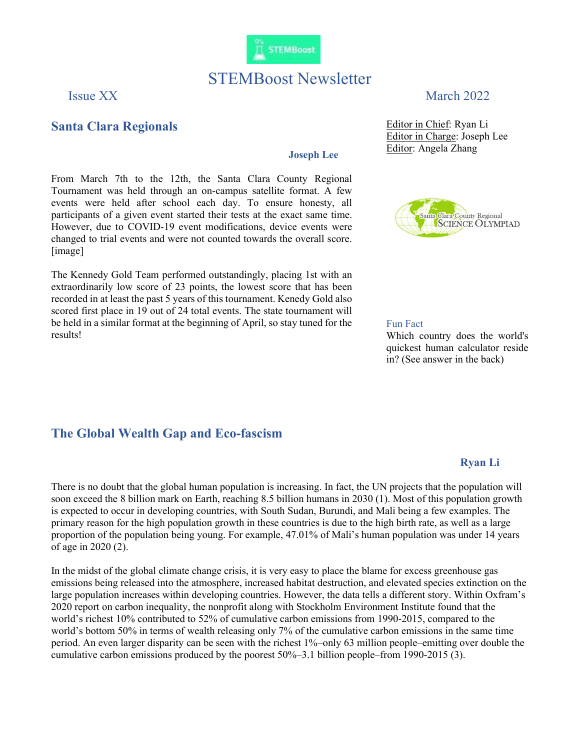# STEMBoost Newsletter

Issue XX

March 2022

Editor in Chief: Ryan Li
Editor in Charge: Joseph Lee
Editor: Angela Zhang

## Santa Clara Regionals

**Joseph Lee**

From March 7th to the 12th, the Santa Clara County Regional Tournament was held through an on-campus satellite format. A few events were held after school each day. To ensure honesty, all participants of a given event started their tests at the exact same time. However, due to COVID-19 event modifications, device events were changed to trial events and were not counted towards the overall score. [image]

The Kennedy Gold Team performed outstandingly, placing 1st with an extraordinarily low score of 23 points, the lowest score that has been recorded in at least the past 5 years of this tournament. Kenedy Gold also scored first place in 19 out of 24 total events. The state tournament will be held in a similar format at the beginning of April, so stay tuned for the results!

Fun Fact

Which country does the world's quickest human calculator reside in? (See answer in the back)

## The Global Wealth Gap and Eco-fascism

**Ryan Li**

There is no doubt that the global human population is increasing. In fact, the UN projects that the population will soon exceed the 8 billion mark on Earth, reaching 8.5 billion humans in 2030 (1). Most of this population growth is expected to occur in developing countries, with South Sudan, Burundi, and Mali being a few examples. The primary reason for the high population growth in these countries is due to the high birth rate, as well as a large proportion of the population being young. For example, 47.01% of Mali's human population was under 14 years of age in 2020 (2).

In the midst of the global climate change crisis, it is very easy to place the blame for excess greenhouse gas emissions being released into the atmosphere, increased habitat destruction, and elevated species extinction on the large population increases within developing countries. However, the data tells a different story. Within Oxfram's 2020 report on carbon inequality, the nonprofit along with Stockholm Environment Institute found that the world's richest 10% contributed to 52% of cumulative carbon emissions from 1990-2015, compared to the world's bottom 50% in terms of wealth releasing only 7% of the cumulative carbon emissions in the same time period. An even larger disparity can be seen with the richest 1%–only 63 million people–emitting over double the cumulative carbon emissions produced by the poorest 50%–3.1 billion people–from 1990-2015 (3).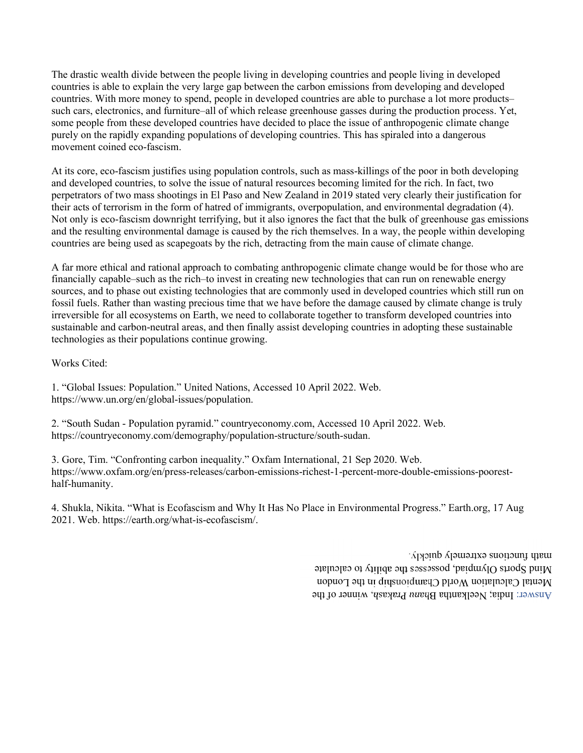The drastic wealth divide between the people living in developing countries and people living in developed countries is able to explain the very large gap between the carbon emissions from developing and developed countries. With more money to spend, people in developed countries are able to purchase a lot more products– such cars, electronics, and furniture–all of which release greenhouse gasses during the production process. Yet, some people from these developed countries have decided to place the issue of anthropogenic climate change purely on the rapidly expanding populations of developing countries. This has spiraled into a dangerous movement coined eco-fascism.

At its core, eco-fascism justifies using population controls, such as mass-killings of the poor in both developing and developed countries, to solve the issue of natural resources becoming limited for the rich. In fact, two perpetrators of two mass shootings in El Paso and New Zealand in 2019 stated very clearly their justification for their acts of terrorism in the form of hatred of immigrants, overpopulation, and environmental degradation (4). Not only is eco-fascism downright terrifying, but it also ignores the fact that the bulk of greenhouse gas emissions and the resulting environmental damage is caused by the rich themselves. In a way, the people within developing countries are being used as scapegoats by the rich, detracting from the main cause of climate change.

A far more ethical and rational approach to combating anthropogenic climate change would be for those who are financially capable–such as the rich–to invest in creating new technologies that can run on renewable energy sources, and to phase out existing technologies that are commonly used in developed countries which still run on fossil fuels. Rather than wasting precious time that we have before the damage caused by climate change is truly irreversible for all ecosystems on Earth, we need to collaborate together to transform developed countries into sustainable and carbon-neutral areas, and then finally assist developing countries in adopting these sustainable technologies as their populations continue growing.

Works Cited:

1. "Global Issues: Population." United Nations, Accessed 10 April 2022. Web. https://www.un.org/en/global-issues/population.

2. "South Sudan - Population pyramid." countryeconomy.com, Accessed 10 April 2022. Web. https://countryeconomy.com/demography/population-structure/south-sudan.

3. Gore, Tim. "Confronting carbon inequality." Oxfam International, 21 Sep 2020. Web. https://www.oxfam.org/en/press-releases/carbon-emissions-richest-1-percent-more-double-emissions-poorest-half-humanity.

4. Shukla, Nikita. "What is Ecofascism and Why It Has No Place in Environmental Progress." Earth.org, 17 Aug 2021. Web. https://earth.org/what-is-ecofascism/.

Answer: India; Neelkantha *Bhanu Prakash*, winner of the Mental Calculation World Championship in the London Mind Sports Olympiad, possesses the ability to calculate math functions extremely quickly.